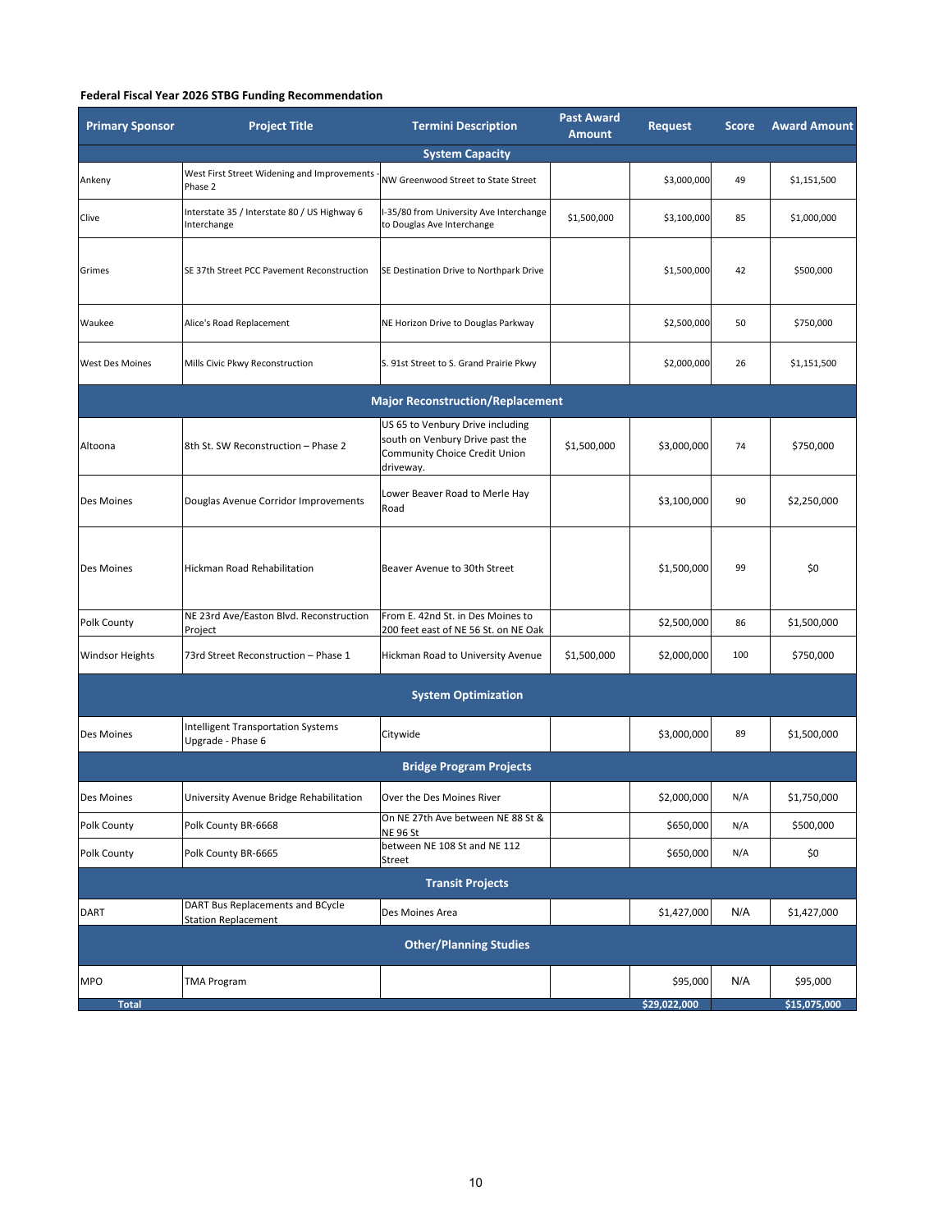**Federal Fiscal Year 2026 STBG Funding Recommendation**

| Primary Sponsor | Project Title | Termini Description | Past Award Amount | Request | Score | Award Amount |
|---|---|---|---|---|---|---|
| **System Capacity** | | | | | | |
| Ankeny | West First Street Widening and Improvements - Phase 2 | NW Greenwood Street to State Street | | $3,000,000 | 49 | $1,151,500 |
| Clive | Interstate 35 / Interstate 80 / US Highway 6 Interchange | I-35/80 from University Ave Interchange to Douglas Ave Interchange | $1,500,000 | $3,100,000 | 85 | $1,000,000 |
| Grimes | SE 37th Street PCC Pavement Reconstruction | SE Destination Drive to Northpark Drive | | $1,500,000 | 42 | $500,000 |
| Waukee | Alice's Road Replacement | NE Horizon Drive to Douglas Parkway | | $2,500,000 | 50 | $750,000 |
| West Des Moines | Mills Civic Pkwy Reconstruction | S. 91st Street to S. Grand Prairie Pkwy | | $2,000,000 | 26 | $1,151,500 |
| **Major Reconstruction/Replacement** | | | | | | |
| Altoona | 8th St. SW Reconstruction – Phase 2 | US 65 to Venbury Drive including south on Venbury Drive past the Community Choice Credit Union driveway. | $1,500,000 | $3,000,000 | 74 | $750,000 |
| Des Moines | Douglas Avenue Corridor Improvements | Lower Beaver Road to Merle Hay Road | | $3,100,000 | 90 | $2,250,000 |
| Des Moines | Hickman Road Rehabilitation | Beaver Avenue to 30th Street | | $1,500,000 | 99 | $0 |
| Polk County | NE 23rd Ave/Easton Blvd. Reconstruction Project | From E. 42nd St. in Des Moines to 200 feet east of NE 56 St. on NE Oak | | $2,500,000 | 86 | $1,500,000 |
| Windsor Heights | 73rd Street Reconstruction – Phase 1 | Hickman Road to University Avenue | $1,500,000 | $2,000,000 | 100 | $750,000 |
| **System Optimization** | | | | | | |
| Des Moines | Intelligent Transportation Systems Upgrade - Phase 6 | Citywide | | $3,000,000 | 89 | $1,500,000 |
| **Bridge Program Projects** | | | | | | |
| Des Moines | University Avenue Bridge Rehabilitation | Over the Des Moines River | | $2,000,000 | N/A | $1,750,000 |
| Polk County | Polk County BR-6668 | On NE 27th Ave between NE 88 St & NE 96 St | | $650,000 | N/A | $500,000 |
| Polk County | Polk County BR-6665 | between NE 108 St and NE 112 Street | | $650,000 | N/A | $0 |
| **Transit Projects** | | | | | | |
| DART | DART Bus Replacements and BCycle Station Replacement | Des Moines Area | | $1,427,000 | N/A | $1,427,000 |
| **Other/Planning Studies** | | | | | | |
| MPO | TMA Program | | | $95,000 | N/A | $95,000 |
| **Total** | | | | **$29,022,000** | | **$15,075,000** |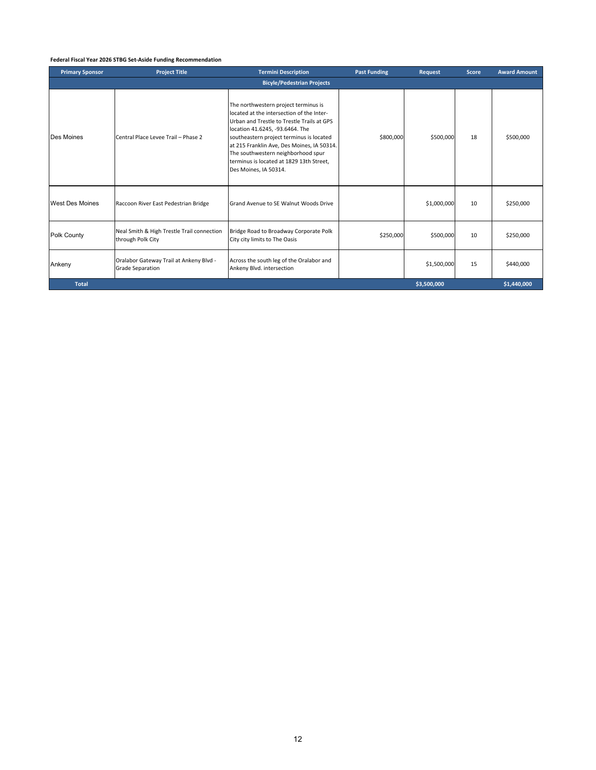**Federal Fiscal Year 2026 STBG Set-Aside Funding Recommendation**

| Primary Sponsor | Project Title | Termini Description | Past Funding | Request | Score | Award Amount |
|---|---|---|---|---|---|---|
| | | Bicyle/Pedestrian Projects | | | | |
| Des Moines | Central Place Levee Trail – Phase 2 | The northwestern project terminus is located at the intersection of the Inter-Urban and Trestle to Trestle Trails at GPS location 41.6245, -93.6464. The southeastern project terminus is located at 215 Franklin Ave, Des Moines, IA 50314. The southwestern neighborhood spur terminus is located at 1829 13th Street, Des Moines, IA 50314. | $800,000 | $500,000 | 18 | $500,000 |
| West Des Moines | Raccoon River East Pedestrian Bridge | Grand Avenue to SE Walnut Woods Drive | | $1,000,000 | 10 | $250,000 |
| Polk County | Neal Smith & High Trestle Trail connection through Polk City | Bridge Road to Broadway Corporate Polk City city limits to The Oasis | $250,000 | $500,000 | 10 | $250,000 |
| Ankeny | Oralabor Gateway Trail at Ankeny Blvd - Grade Separation | Across the south leg of the Oralabor and Ankeny Blvd. intersection | | $1,500,000 | 15 | $440,000 |
| **Total** | | | | **$3,500,000** | | **$1,440,000** |